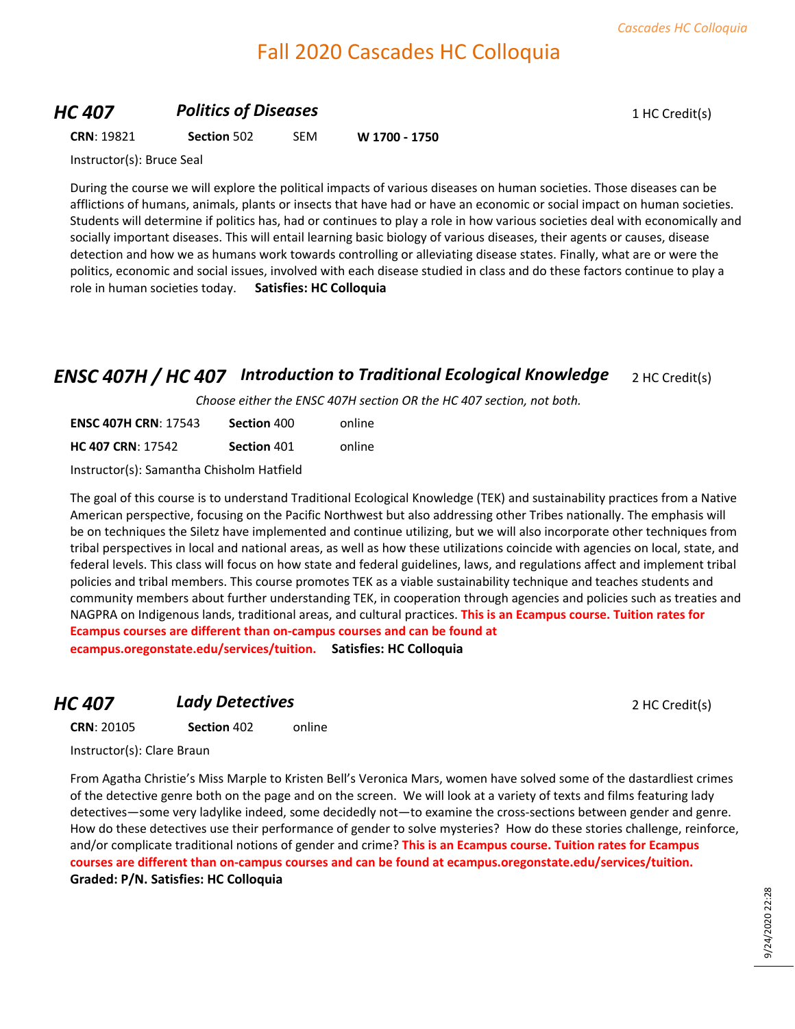# Fall 2020 Cascades HC Colloquia

## HC 407 — *Politics of Diseases*

1 HC Credit(s)

**CRN**: 19821 **Section** 502 SEM **W 1700 - 1750**

Instructor(s): Bruce Seal

During the course we will explore the political impacts of various diseases on human societies. Those diseases can be afflictions of humans, animals, plants or insects that have had or have an economic or social impact on human societies. Students will determine if politics has, had or continues to play a role in how various societies deal with economically and socially important diseases. This will entail learning basic biology of various diseases, their agents or causes, disease detection and how we as humans work towards controlling or alleviating disease states. Finally, what are or were the politics, economic and social issues, involved with each disease studied in class and do these factors continue to play a role in human societies today. **Satisfies: HC Colloquia**

## ENSC 407H / HC 407 — *Introduction to Traditional Ecological Knowledge*

2 HC Credit(s)

*Choose either the ENSC 407H section OR the HC 407 section, not both.*

**ENSC 407H CRN**: 17543 **Section** 400 online

**HC 407 CRN**: 17542 **Section** 401 online

Instructor(s): Samantha Chisholm Hatfield

The goal of this course is to understand Traditional Ecological Knowledge (TEK) and sustainability practices from a Native American perspective, focusing on the Pacific Northwest but also addressing other Tribes nationally. The emphasis will be on techniques the Siletz have implemented and continue utilizing, but we will also incorporate other techniques from tribal perspectives in local and national areas, as well as how these utilizations coincide with agencies on local, state, and federal levels. This class will focus on how state and federal guidelines, laws, and regulations affect and implement tribal policies and tribal members. This course promotes TEK as a viable sustainability technique and teaches students and community members about further understanding TEK, in cooperation through agencies and policies such as treaties and NAGPRA on Indigenous lands, traditional areas, and cultural practices. **This is an Ecampus course. Tuition rates for Ecampus courses are different than on-campus courses and can be found at ecampus.oregonstate.edu/services/tuition.** **Satisfies: HC Colloquia**

## HC 407 — *Lady Detectives*

2 HC Credit(s)

**CRN**: 20105 **Section** 402 online

Instructor(s): Clare Braun

From Agatha Christie's Miss Marple to Kristen Bell's Veronica Mars, women have solved some of the dastardliest crimes of the detective genre both on the page and on the screen. We will look at a variety of texts and films featuring lady detectives—some very ladylike indeed, some decidedly not—to examine the cross-sections between gender and genre. How do these detectives use their performance of gender to solve mysteries? How do these stories challenge, reinforce, and/or complicate traditional notions of gender and crime? **This is an Ecampus course. Tuition rates for Ecampus courses are different than on-campus courses and can be found at ecampus.oregonstate.edu/services/tuition.**
**Graded: P/N. Satisfies: HC Colloquia**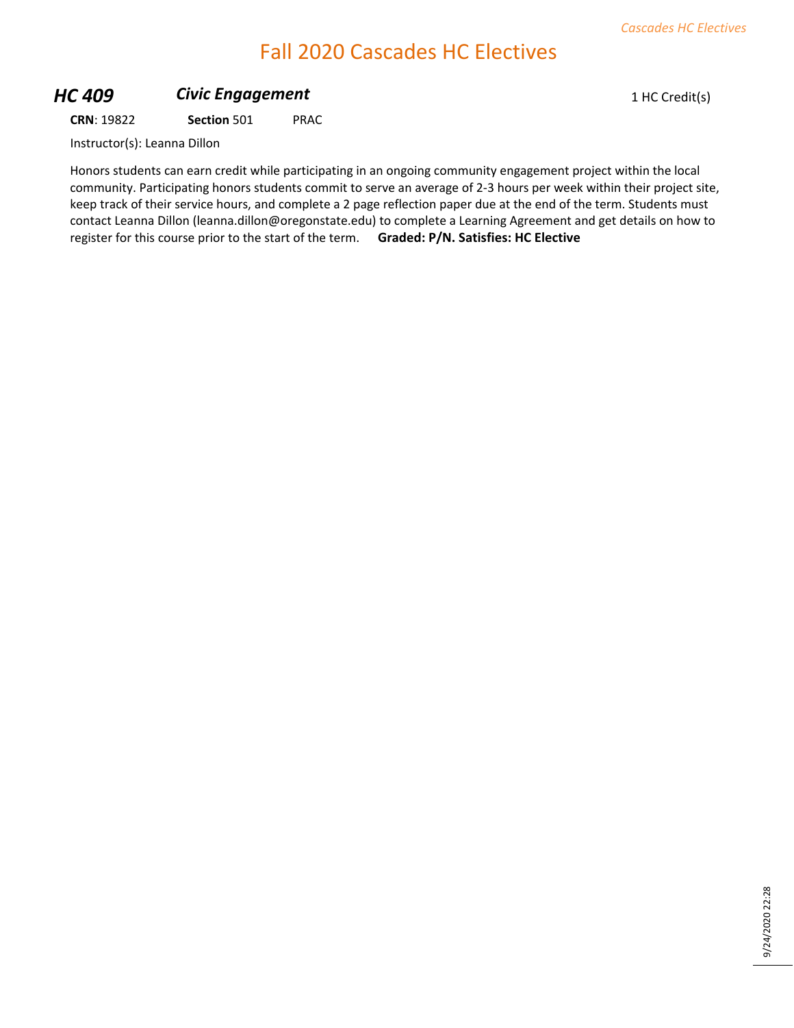# Fall 2020 Cascades HC Electives

## *HC 409* *Civic Engagement*

1 HC Credit(s)

**CRN**: 19822 **Section** 501 PRAC

Instructor(s): Leanna Dillon

Honors students can earn credit while participating in an ongoing community engagement project within the local community. Participating honors students commit to serve an average of 2-3 hours per week within their project site, keep track of their service hours, and complete a 2 page reflection paper due at the end of the term. Students must contact Leanna Dillon (leanna.dillon@oregonstate.edu) to complete a Learning Agreement and get details on how to register for this course prior to the start of the term. **Graded: P/N. Satisfies: HC Elective**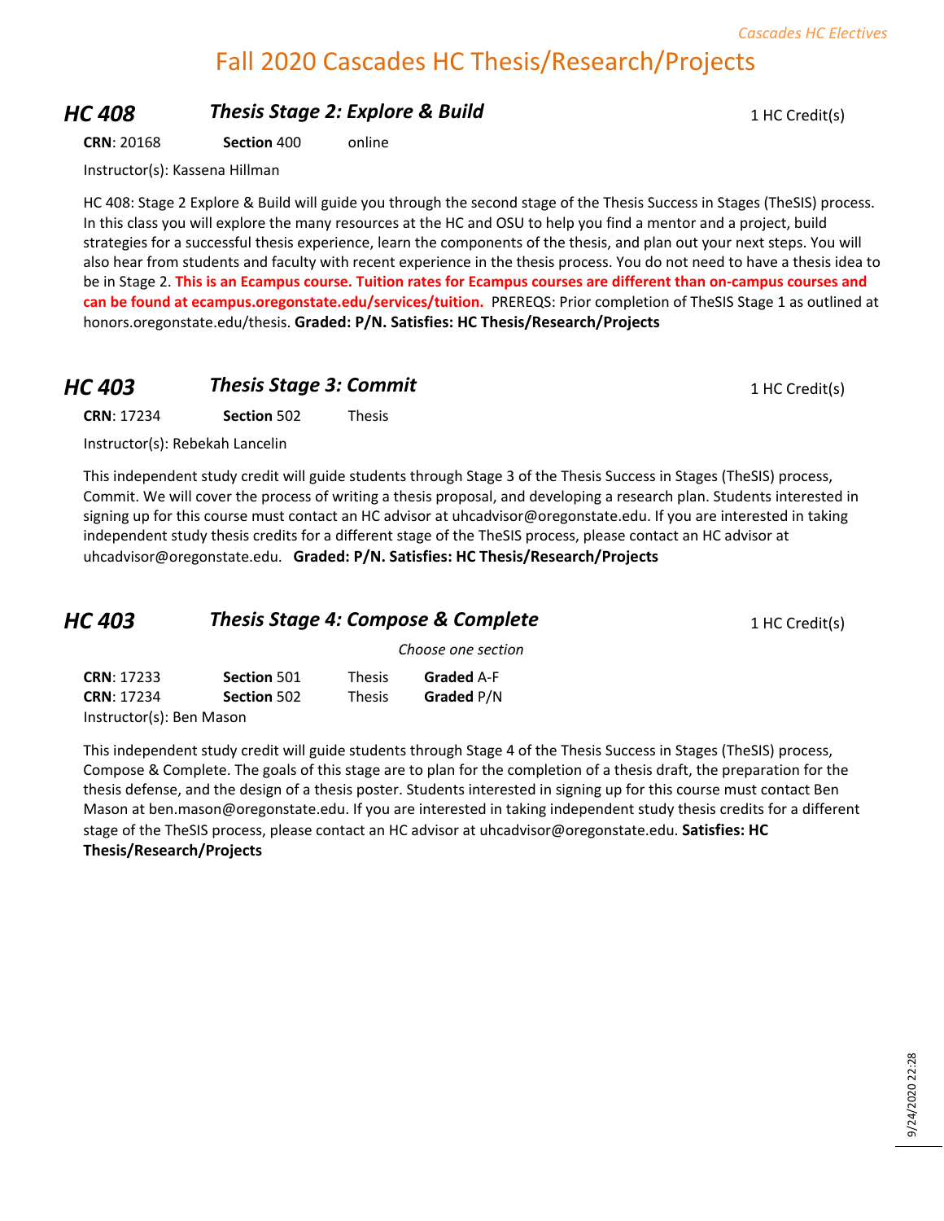# Fall 2020 Cascades HC Thesis/Research/Projects

## HC 408 — *Thesis Stage 2: Explore & Build* — 1 HC Credit(s)

**CRN**: 20168 **Section** 400 online

Instructor(s): Kassena Hillman

HC 408: Stage 2 Explore & Build will guide you through the second stage of the Thesis Success in Stages (TheSIS) process. In this class you will explore the many resources at the HC and OSU to help you find a mentor and a project, build strategies for a successful thesis experience, learn the components of the thesis, and plan out your next steps. You will also hear from students and faculty with recent experience in the thesis process. You do not need to have a thesis idea to be in Stage 2. **This is an Ecampus course. Tuition rates for Ecampus courses are different than on-campus courses and can be found at ecampus.oregonstate.edu/services/tuition.** PREREQS: Prior completion of TheSIS Stage 1 as outlined at honors.oregonstate.edu/thesis. **Graded: P/N. Satisfies: HC Thesis/Research/Projects**

## HC 403 — *Thesis Stage 3: Commit* — 1 HC Credit(s)

**CRN**: 17234 **Section** 502 Thesis

Instructor(s): Rebekah Lancelin

This independent study credit will guide students through Stage 3 of the Thesis Success in Stages (TheSIS) process, Commit. We will cover the process of writing a thesis proposal, and developing a research plan. Students interested in signing up for this course must contact an HC advisor at uhcadvisor@oregonstate.edu. If you are interested in taking independent study thesis credits for a different stage of the TheSIS process, please contact an HC advisor at uhcadvisor@oregonstate.edu. **Graded: P/N. Satisfies: HC Thesis/Research/Projects**

## HC 403 — *Thesis Stage 4: Compose & Complete* — 1 HC Credit(s)

*Choose one section*

| CRN | Section | Type | Graded |
|---|---|---|---|
| 17233 | 501 | Thesis | A-F |
| 17234 | 502 | Thesis | P/N |

Instructor(s): Ben Mason

This independent study credit will guide students through Stage 4 of the Thesis Success in Stages (TheSIS) process, Compose & Complete. The goals of this stage are to plan for the completion of a thesis draft, the preparation for the thesis defense, and the design of a thesis poster. Students interested in signing up for this course must contact Ben Mason at ben.mason@oregonstate.edu. If you are interested in taking independent study thesis credits for a different stage of the TheSIS process, please contact an HC advisor at uhcadvisor@oregonstate.edu. **Satisfies: HC Thesis/Research/Projects**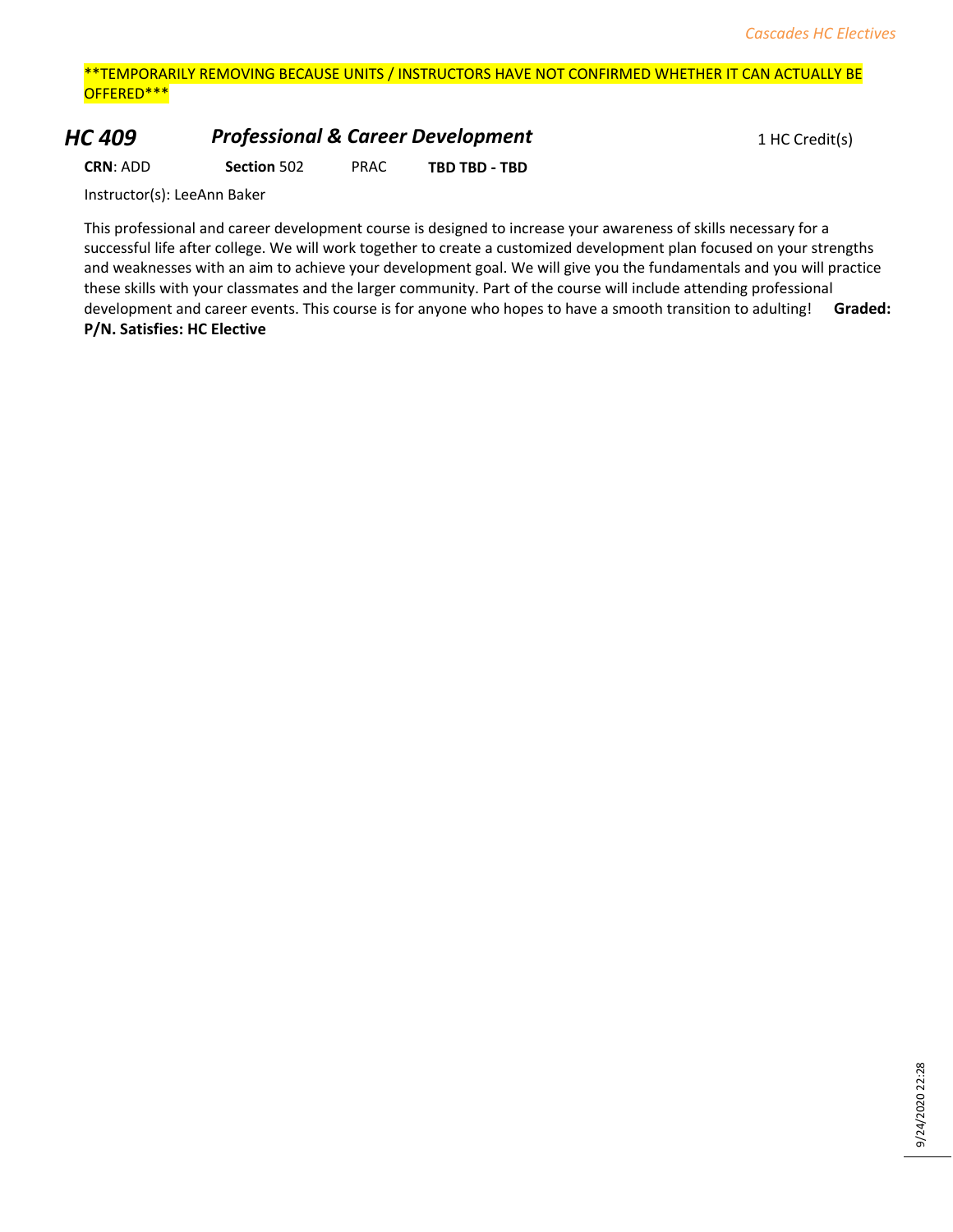**TEMPORARILY REMOVING BECAUSE UNITS / INSTRUCTORS HAVE NOT CONFIRMED WHETHER IT CAN ACTUALLY BE OFFERED***

## *HC 409* *Professional & Career Development* 1 HC Credit(s)

**CRN**: ADD **Section** 502 PRAC **TBD TBD - TBD**

Instructor(s): LeeAnn Baker

This professional and career development course is designed to increase your awareness of skills necessary for a successful life after college. We will work together to create a customized development plan focused on your strengths and weaknesses with an aim to achieve your development goal. We will give you the fundamentals and you will practice these skills with your classmates and the larger community. Part of the course will include attending professional development and career events. This course is for anyone who hopes to have a smooth transition to adulting! **Graded: P/N. Satisfies: HC Elective**